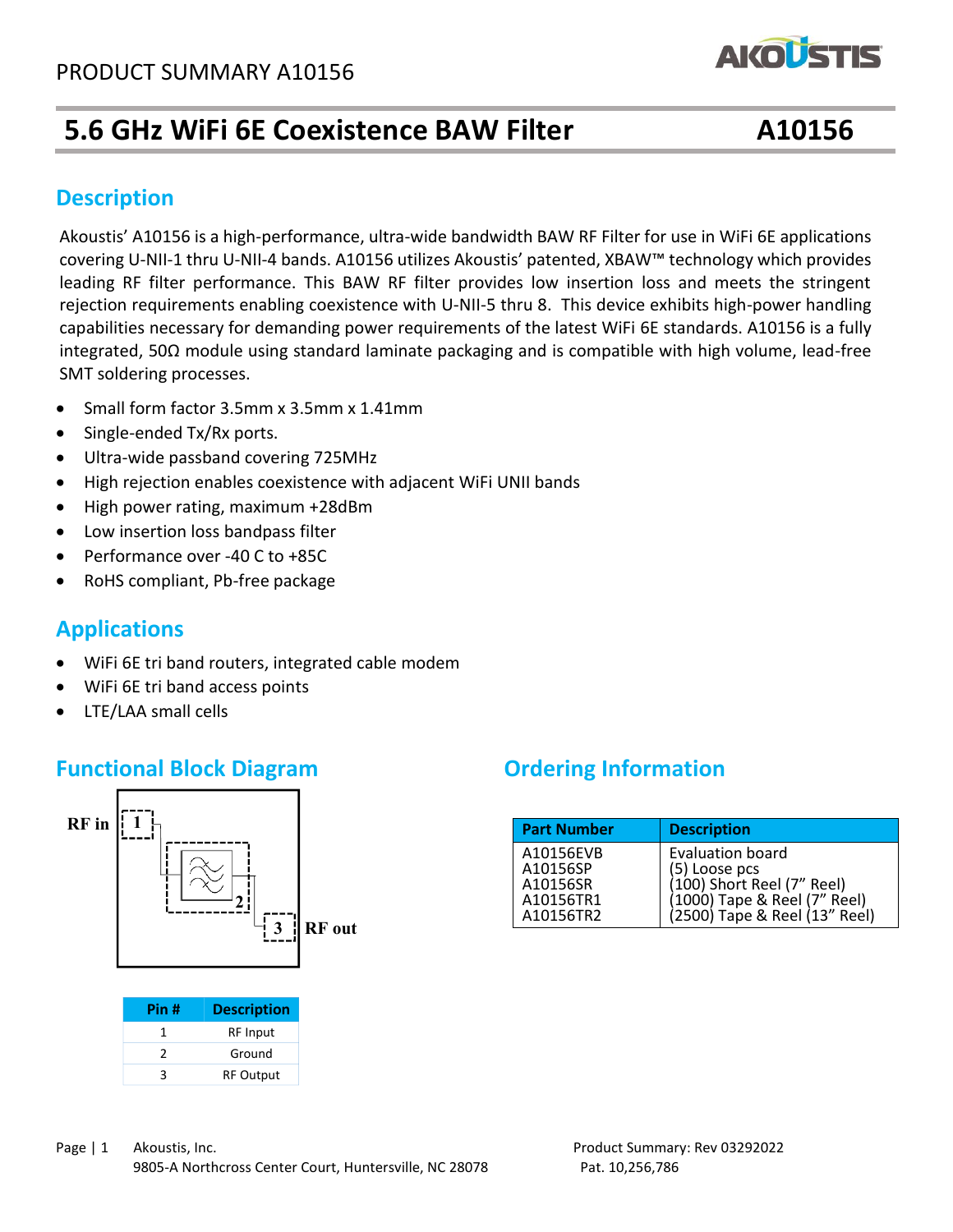# 5.6 GHz WiFi 6E Coexistence BAW Filter A10156

## Description

Akoustis' A10156 is a high-performance, ultra-wide bandwidth BAW RF Filter for use in WiFi 6E applications covering U-NII-1 thru U-NII-4 bands. A10156 utilizes Akoustis' patented, XBAW™ technology which provides leading RF filter performance. This BAW RF filter provides low insertion loss and meets the stringent rejection requirements enabling coexistence with U-NII-5 thru 8. This device exhibits high-power handling capabilities necessary for demanding power requirements of the latest WiFi 6E standards. A10156 is a fully integrated, 50Ω module using standard laminate packaging and is compatible with high volume, lead-free SMT soldering processes.

- Small form factor 3.5mm x 3.5mm x 1.41mm
- Single-ended Tx/Rx ports.
- Ultra-wide passband covering 725MHz
- High rejection enables coexistence with adjacent WiFi UNII bands
- High power rating, maximum +28dBm
- Low insertion loss bandpass filter
- Performance over -40 C to +85C
- RoHS compliant, Pb-free package

## Applications

- WiFi 6E tri band routers, integrated cable modem
- WiFi 6E tri band access points
- LTE/LAA small cells

## Functional Block Diagram

RF in
1
2
3
RF out

| Pin # | Description |
|---|---|
| 1 | RF Input |
| 2 | Ground |
| 3 | RF Output |

## Ordering Information

| Part Number | Description |
|---|---|
| A10156EVB | Evaluation board |
| A10156SP | (5) Loose pcs |
| A10156SR | (100) Short Reel (7" Reel) |
| A10156TR1 | (1000) Tape & Reel (7" Reel) |
| A10156TR2 | (2500) Tape & Reel (13" Reel) |

Akoustis, Inc.
9805-A Northcross Center Court, Huntersville, NC 28078

Product Summary: Rev 03292022
Pat. 10,256,786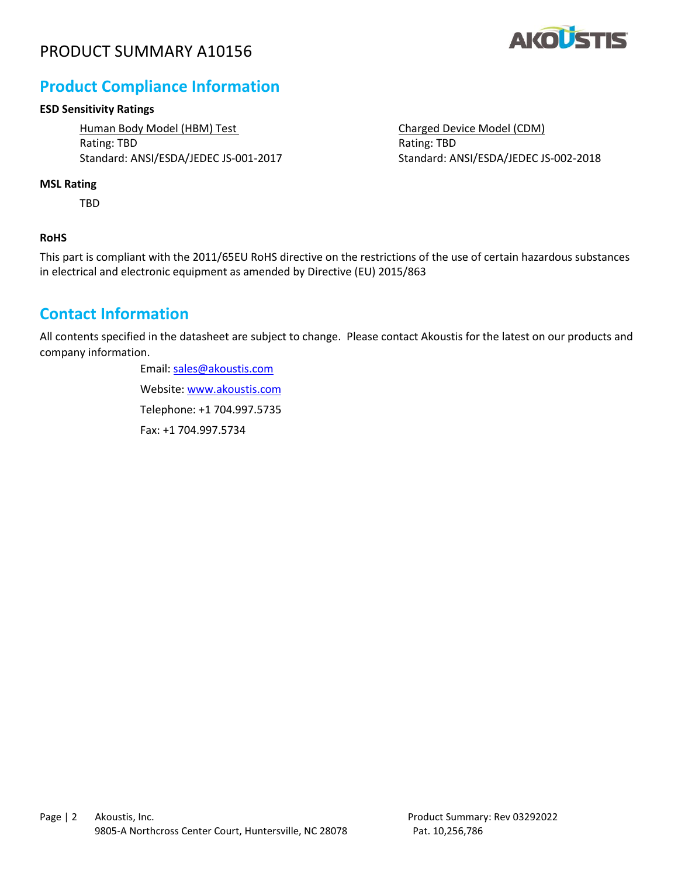## Product Compliance Information

**ESD Sensitivity Ratings**

Human Body Model (HBM) Test
Rating: TBD
Standard: ANSI/ESDA/JEDEC JS-001-2017

Charged Device Model (CDM)
Rating: TBD
Standard: ANSI/ESDA/JEDEC JS-002-2018

**MSL Rating**

TBD

**RoHS**

This part is compliant with the 2011/65EU RoHS directive on the restrictions of the use of certain hazardous substances in electrical and electronic equipment as amended by Directive (EU) 2015/863

## Contact Information

All contents specified in the datasheet are subject to change. Please contact Akoustis for the latest on our products and company information.

Email: sales@akoustis.com

Website: www.akoustis.com

Telephone: +1 704.997.5735

Fax: +1 704.997.5734